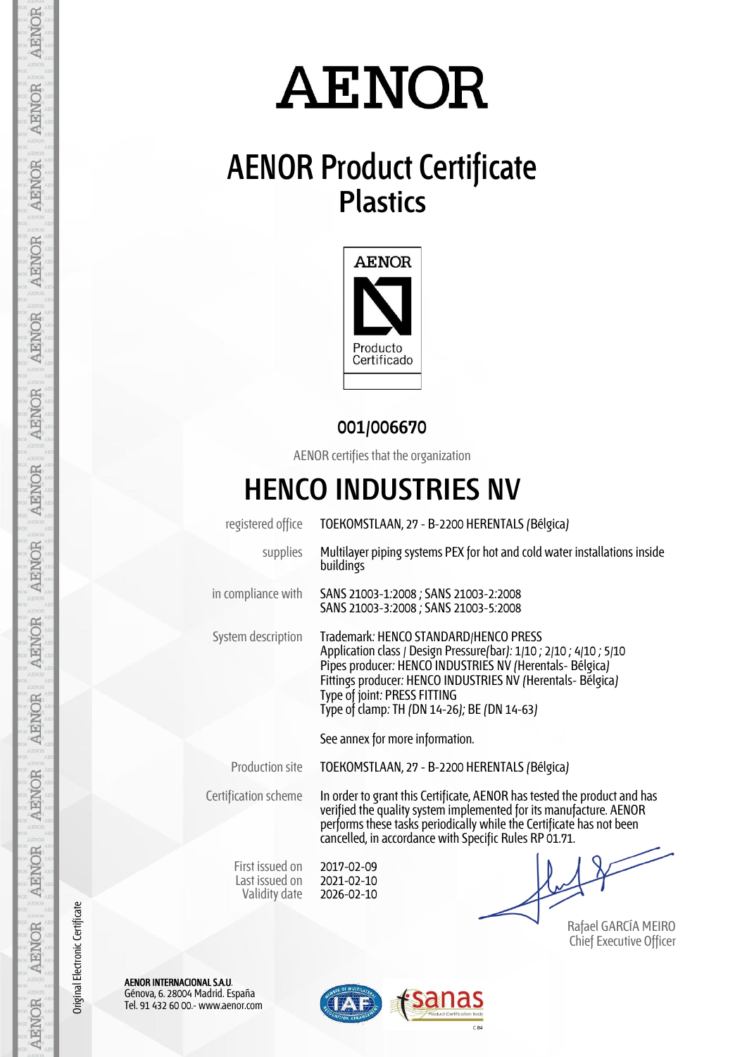# AENOR

## AENOR Product Certificate
## Plastics

AENOR
Producto Certificado

**001/006670**

AENOR certifies that the organization

# HENCO INDUSTRIES NV

| | |
|---|---|
| registered office | TOEKOMSTLAAN, 27 - B-2200 HERENTALS (Bélgica) |
| supplies | Multilayer piping systems PEX for hot and cold water installations inside buildings |
| in compliance with | SANS 21003-1:2008 ; SANS 21003-2:2008<br>SANS 21003-3:2008 ; SANS 21003-5:2008 |
| System description | Trademark: HENCO STANDARD/HENCO PRESS<br>Application class / Design Pressure(bar): 1/10 ; 2/10 ; 4/10 ; 5/10<br>Pipes producer: HENCO INDUSTRIES NV (Herentals- Bélgica)<br>Fittings producer: HENCO INDUSTRIES NV (Herentals- Bélgica)<br>Type of joint: PRESS FITTING<br>Type of clamp: TH (DN 14-26); BE (DN 14-63)<br><br>See annex for more information. |
| Production site | TOEKOMSTLAAN, 27 - B-2200 HERENTALS (Bélgica) |
| Certification scheme | In order to grant this Certificate, AENOR has tested the product and has verified the quality system implemented for its manufacture. AENOR performs these tasks periodically while the Certificate has not been cancelled, in accordance with Specific Rules RP 01.71. |

First issued on 2017-02-09
Last issued on 2021-02-10
Validity date 2026-02-10

Rafael GARCÍA MEIRO
Chief Executive Officer

Original Electronic Certificate

**AENOR INTERNACIONAL S.A.U.**
Génova, 6. 28004 Madrid. España
Tel. 91 432 60 00.- www.aenor.com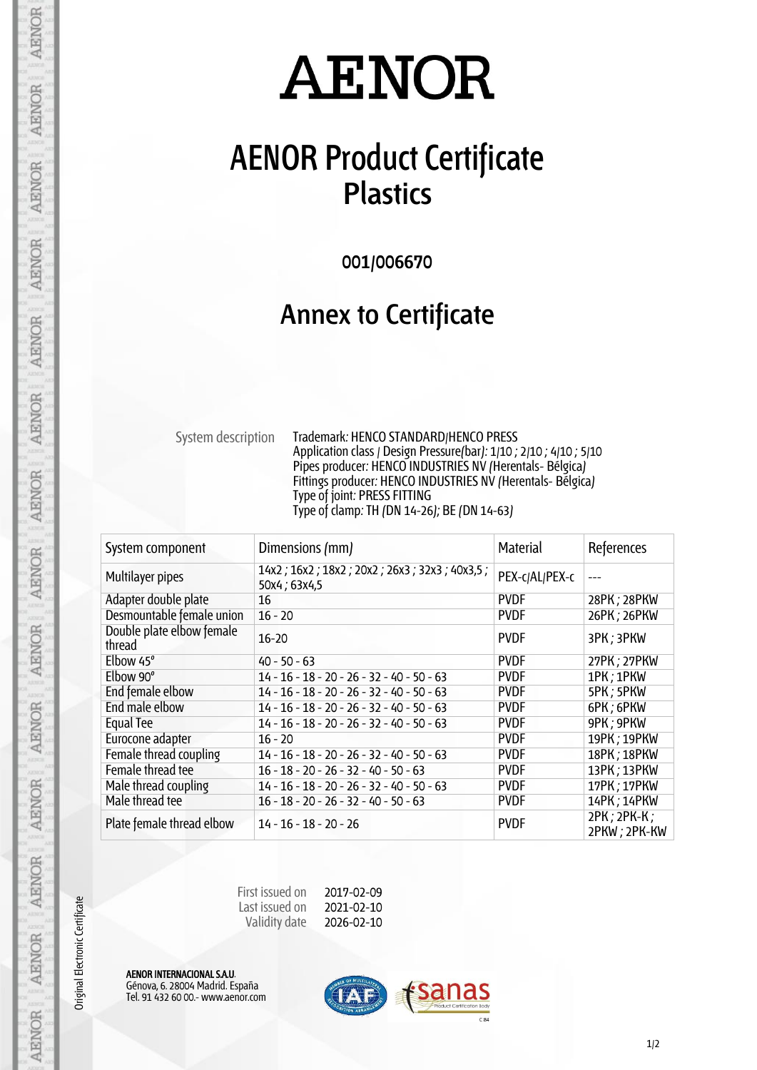# AENOR

# AENOR Product Certificate
## Plastics

**001/006670**

## Annex to Certificate

System description

Trademark: HENCO STANDARD/HENCO PRESS
Application class / Design Pressure(bar): 1/10 ; 2/10 ; 4/10 ; 5/10
Pipes producer: HENCO INDUSTRIES NV (Herentals- Bélgica)
Fittings producer: HENCO INDUSTRIES NV (Herentals- Bélgica)
Type of joint: PRESS FITTING
Type of clamp: TH (DN 14-26); BE (DN 14-63)

| System component | Dimensions (mm) | Material | References |
|---|---|---|---|
| Multilayer pipes | 14x2 ; 16x2 ; 18x2 ; 20x2 ; 26x3 ; 32x3 ; 40x3,5 ; 50x4 ; 63x4,5 | PEX-c/AL/PEX-c | --- |
| Adapter double plate | 16 | PVDF | 28PK ; 28PKW |
| Desmountable female union | 16 - 20 | PVDF | 26PK ; 26PKW |
| Double plate elbow female thread | 16-20 | PVDF | 3PK ; 3PKW |
| Elbow 45° | 40 - 50 - 63 | PVDF | 27PK ; 27PKW |
| Elbow 90° | 14 - 16 - 18 - 20 - 26 - 32 - 40 - 50 - 63 | PVDF | 1PK ; 1PKW |
| End female elbow | 14 - 16 - 18 - 20 - 26 - 32 - 40 - 50 - 63 | PVDF | 5PK ; 5PKW |
| End male elbow | 14 - 16 - 18 - 20 - 26 - 32 - 40 - 50 - 63 | PVDF | 6PK ; 6PKW |
| Equal Tee | 14 - 16 - 18 - 20 - 26 - 32 - 40 - 50 - 63 | PVDF | 9PK ; 9PKW |
| Eurocone adapter | 16 - 20 | PVDF | 19PK ; 19PKW |
| Female thread coupling | 14 - 16 - 18 - 20 - 26 - 32 - 40 - 50 - 63 | PVDF | 18PK ; 18PKW |
| Female thread tee | 16 - 18 - 20 - 26 - 32 - 40 - 50 - 63 | PVDF | 13PK ; 13PKW |
| Male thread coupling | 14 - 16 - 18 - 20 - 26 - 32 - 40 - 50 - 63 | PVDF | 17PK ; 17PKW |
| Male thread tee | 16 - 18 - 20 - 26 - 32 - 40 - 50 - 63 | PVDF | 14PK ; 14PKW |
| Plate female thread elbow | 14 - 16 - 18 - 20 - 26 | PVDF | 2PK ; 2PK-K ; 2PKW ; 2PK-KW |

First issued on 2017-02-09
Last issued on 2021-02-10
Validity date 2026-02-10

Original Electronic Certificate

**AENOR INTERNACIONAL S.A.U.**
Génova, 6. 28004 Madrid. España
Tel. 91 432 60 00.- www.aenor.com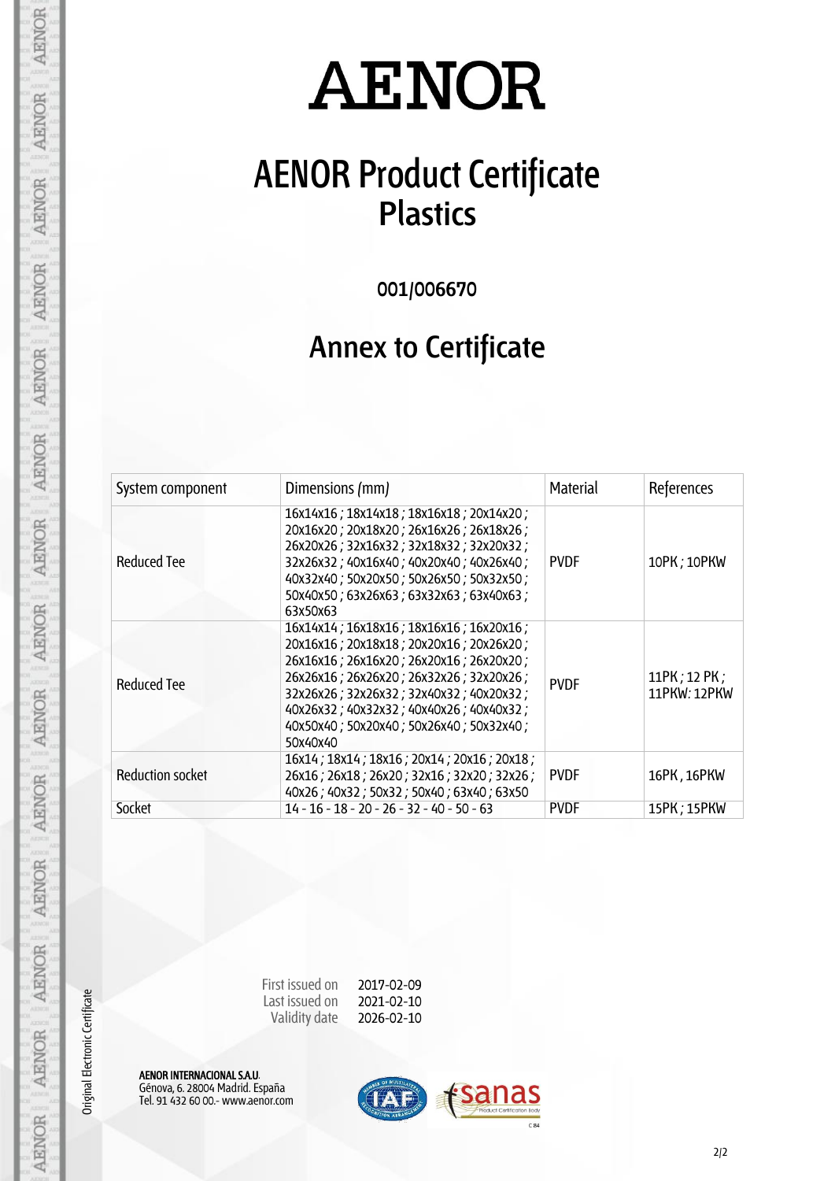# AENOR

## AENOR Product Certificate
## Plastics

001/006670

## Annex to Certificate

| System component | Dimensions (mm) | Material | References |
|---|---|---|---|
| Reduced Tee | 16x14x16 ; 18x14x18 ; 18x16x18 ; 20x14x20 ; 20x16x20 ; 20x18x20 ; 26x16x26 ; 26x18x26 ; 26x20x26 ; 32x16x32 ; 32x18x32 ; 32x20x32 ; 32x26x32 ; 40x16x40 ; 40x20x40 ; 40x26x40 ; 40x32x40 ; 50x20x50 ; 50x26x50 ; 50x32x50 ; 50x40x50 ; 63x26x63 ; 63x32x63 ; 63x40x63 ; 63x50x63 | PVDF | 10PK ; 10PKW |
| Reduced Tee | 16x14x14 ; 16x18x16 ; 18x16x16 ; 16x20x16 ; 20x16x16 ; 20x18x18 ; 20x20x16 ; 20x26x20 ; 26x16x16 ; 26x16x20 ; 26x20x16 ; 26x20x20 ; 26x26x16 ; 26x26x20 ; 26x32x26 ; 32x20x26 ; 32x26x26 ; 32x26x32 ; 32x40x32 ; 40x20x32 ; 40x26x32 ; 40x32x32 ; 40x40x26 ; 40x40x32 ; 40x50x40 ; 50x20x40 ; 50x26x40 ; 50x32x40 ; 50x40x40 | PVDF | 11PK ; 12 PK ; 11PKW: 12PKW |
| Reduction socket | 16x14 ; 18x14 ; 18x16 ; 20x14 ; 20x16 ; 20x18 ; 26x16 ; 26x18 ; 26x20 ; 32x16 ; 32x20 ; 32x26 ; 40x26 ; 40x32 ; 50x32 ; 50x40 ; 63x40 ; 63x50 | PVDF | 16PK , 16PKW |
| Socket | 14 - 16 - 18 - 20 - 26 - 32 - 40 - 50 - 63 | PVDF | 15PK ; 15PKW |

First issued on 2017-02-09
Last issued on 2021-02-10
Validity date 2026-02-10

Original Electronic Certificate

**AENOR INTERNACIONAL S.A.U.**
Génova, 6. 28004 Madrid. España
Tel. 91 432 60 00.- www.aenor.com